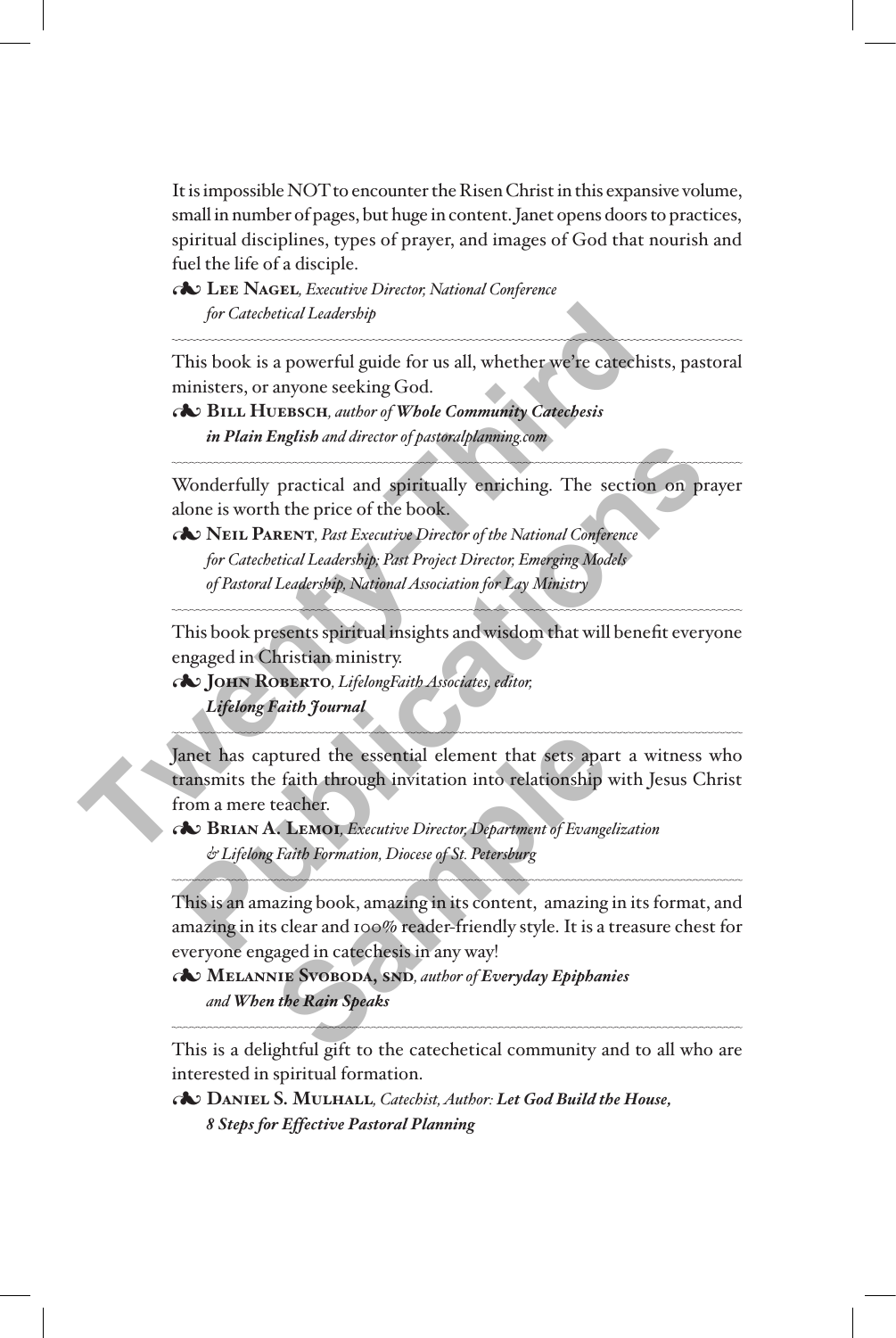It is impossible NOT to encounter the Risen Christ in this expansive volume, small in number of pages, but huge in content. Janet opens doors to practices, spiritual disciplines, types of prayer, and images of God that nourish and fuel the life of a disciple.

❧ **Lee Nagel**, *Executive Director, National Conference for Catechetical Leadership*

---

This book is a powerful guide for us all, whether we're catechists, pastoral ministers, or anyone seeking God.

❧ **Bill Huebsch**, *author of* ***Whole Community Catechesis in Plain English*** *and director of pastoralplanning.com*

---

Wonderfully practical and spiritually enriching. The section on prayer alone is worth the price of the book.

❧ **Neil Parent**, *Past Executive Director of the National Conference for Catechetical Leadership; Past Project Director, Emerging Models of Pastoral Leadership, National Association for Lay Ministry*

---

This book presents spiritual insights and wisdom that will benefit everyone engaged in Christian ministry.

❧ **John Roberto**, *LifelongFaith Associates, editor,* ***Lifelong Faith Journal***

---

Janet has captured the essential element that sets apart a witness who transmits the faith through invitation into relationship with Jesus Christ from a mere teacher.

❧ **Brian A. Lemoi**, *Executive Director, Department of Evangelization & Lifelong Faith Formation, Diocese of St. Petersburg*

---

This is an amazing book, amazing in its content, amazing in its format, and amazing in its clear and 100% reader-friendly style. It is a treasure chest for everyone engaged in catechesis in any way!

❧ **Melannie Svoboda, SND**, *author of* ***Everyday Epiphanies*** *and* ***When the Rain Speaks***

---

This is a delightful gift to the catechetical community and to all who are interested in spiritual formation.

❧ **Daniel S. Mulhall**, *Catechist, Author:* ***Let God Build the House, 8 Steps for Effective Pastoral Planning***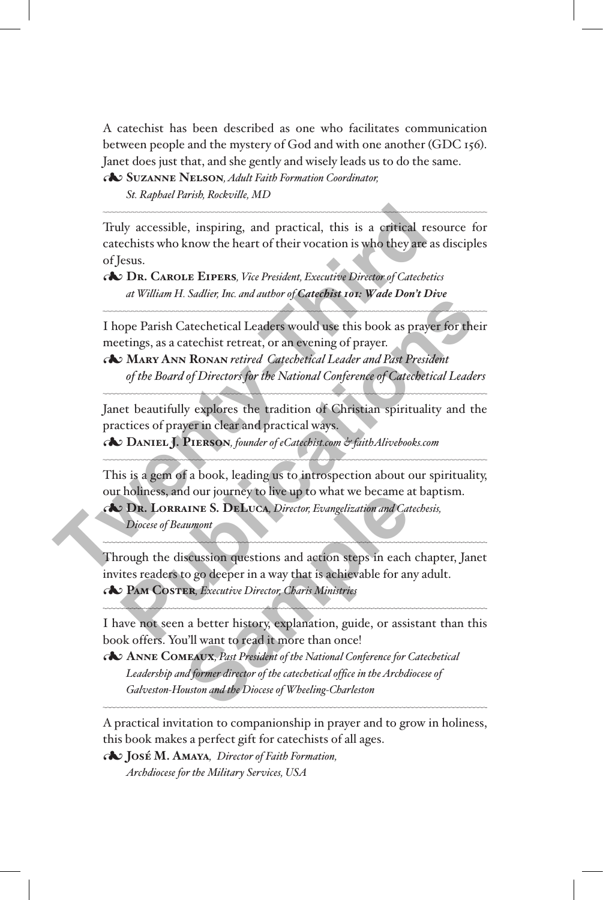A catechist has been described as one who facilitates communication between people and the mystery of God and with one another (GDC 156). Janet does just that, and she gently and wisely leads us to do the same.

☙ **Suzanne Nelson**, *Adult Faith Formation Coordinator, St. Raphael Parish, Rockville, MD*

---

Truly accessible, inspiring, and practical, this is a critical resource for catechists who know the heart of their vocation is who they are as disciples of Jesus.

☙ **Dr. Carole Eipers**, *Vice President, Executive Director of Catechetics at William H. Sadlier, Inc. and author of* ***Catechist 101: Wade Don't Dive***

---

I hope Parish Catechetical Leaders would use this book as prayer for their meetings, as a catechist retreat, or an evening of prayer.

☙ **Mary Ann Ronan** *retired Catechetical Leader and Past President of the Board of Directors for the National Conference of Catechetical Leaders*

---

Janet beautifully explores the tradition of Christian spirituality and the practices of prayer in clear and practical ways.

☙ **Daniel J. Pierson**, *founder of eCatechist.com & faithAlivebooks.com*

---

This is a gem of a book, leading us to introspection about our spirituality, our holiness, and our journey to live up to what we became at baptism.

☙ **Dr. Lorraine S. DeLuca**, *Director, Evangelization and Catechesis, Diocese of Beaumont*

---

Through the discussion questions and action steps in each chapter, Janet invites readers to go deeper in a way that is achievable for any adult.

☙ **Pam Coster**, *Executive Director, Charis Ministries*

---

I have not seen a better history, explanation, guide, or assistant than this book offers. You'll want to read it more than once!

☙ **Anne Comeaux**, *Past President of the National Conference for Catechetical Leadership and former director of the catechetical office in the Archdiocese of Galveston-Houston and the Diocese of Wheeling-Charleston*

---

A practical invitation to companionship in prayer and to grow in holiness, this book makes a perfect gift for catechists of all ages.

☙ **José M. Amaya**, *Director of Faith Formation, Archdiocese for the Military Services, USA*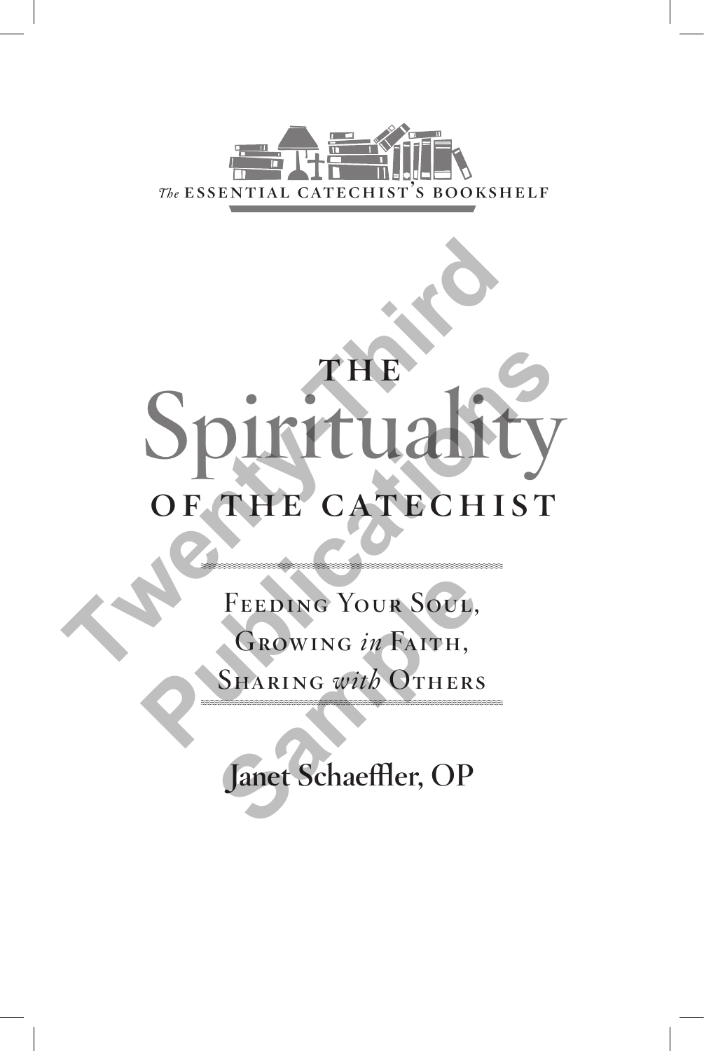*The* ESSENTIAL CATECHIST'S BOOKSHELF

# THE Spirituality OF THE CATECHIST

Feeding Your Soul,
Growing *in* Faith,
Sharing *with* Others

Janet Schaeffler, OP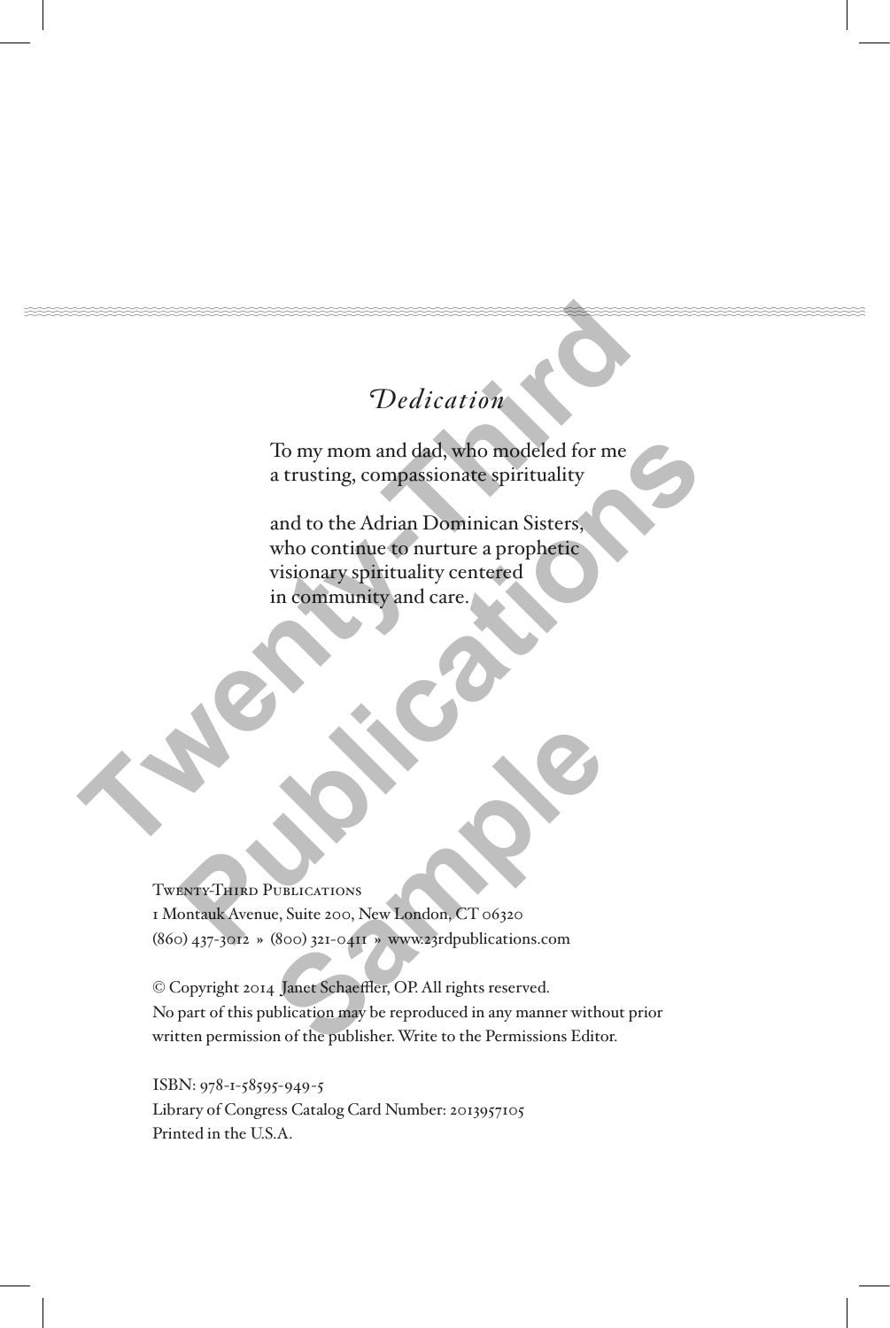# *Dedication*

To my mom and dad, who modeled for me
a trusting, compassionate spirituality

and to the Adrian Dominican Sisters,
who continue to nurture a prophetic
visionary spirituality centered
in community and care.

Twenty-Third Publications
1 Montauk Avenue, Suite 200, New London, CT 06320
(860) 437-3012 » (800) 321-0411 » www.23rdpublications.com

© Copyright 2014 Janet Schaeffler, OP. All rights reserved.
No part of this publication may be reproduced in any manner without prior written permission of the publisher. Write to the Permissions Editor.

ISBN: 978-1-58595-949-5
Library of Congress Catalog Card Number: 2013957105
Printed in the U.S.A.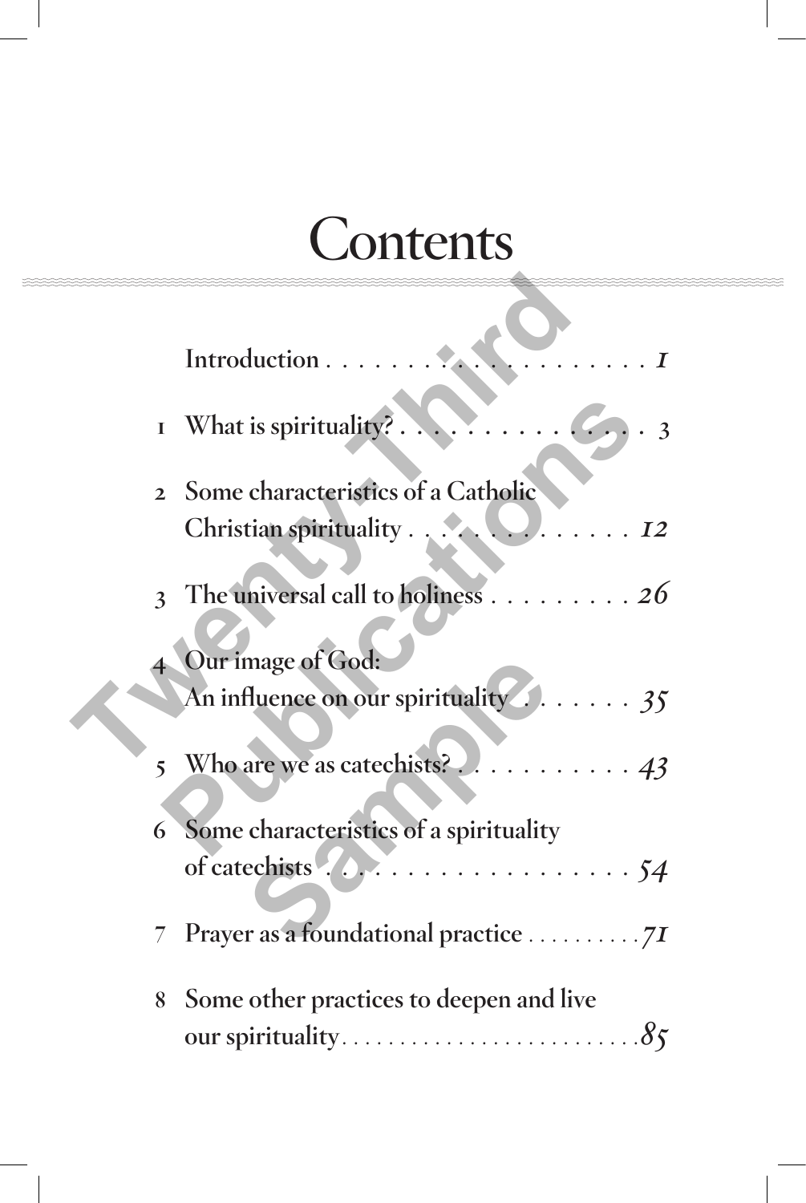# Contents

| | | |
|---|---|---|
| | Introduction | 1 |
| 1 | What is spirituality? | 3 |
| 2 | Some characteristics of a Catholic Christian spirituality | 12 |
| 3 | The universal call to holiness | 26 |
| 4 | Our image of God: An influence on our spirituality | 35 |
| 5 | Who are we as catechists? | 43 |
| 6 | Some characteristics of a spirituality of catechists | 54 |
| 7 | Prayer as a foundational practice | 71 |
| 8 | Some other practices to deepen and live our spirituality | 85 |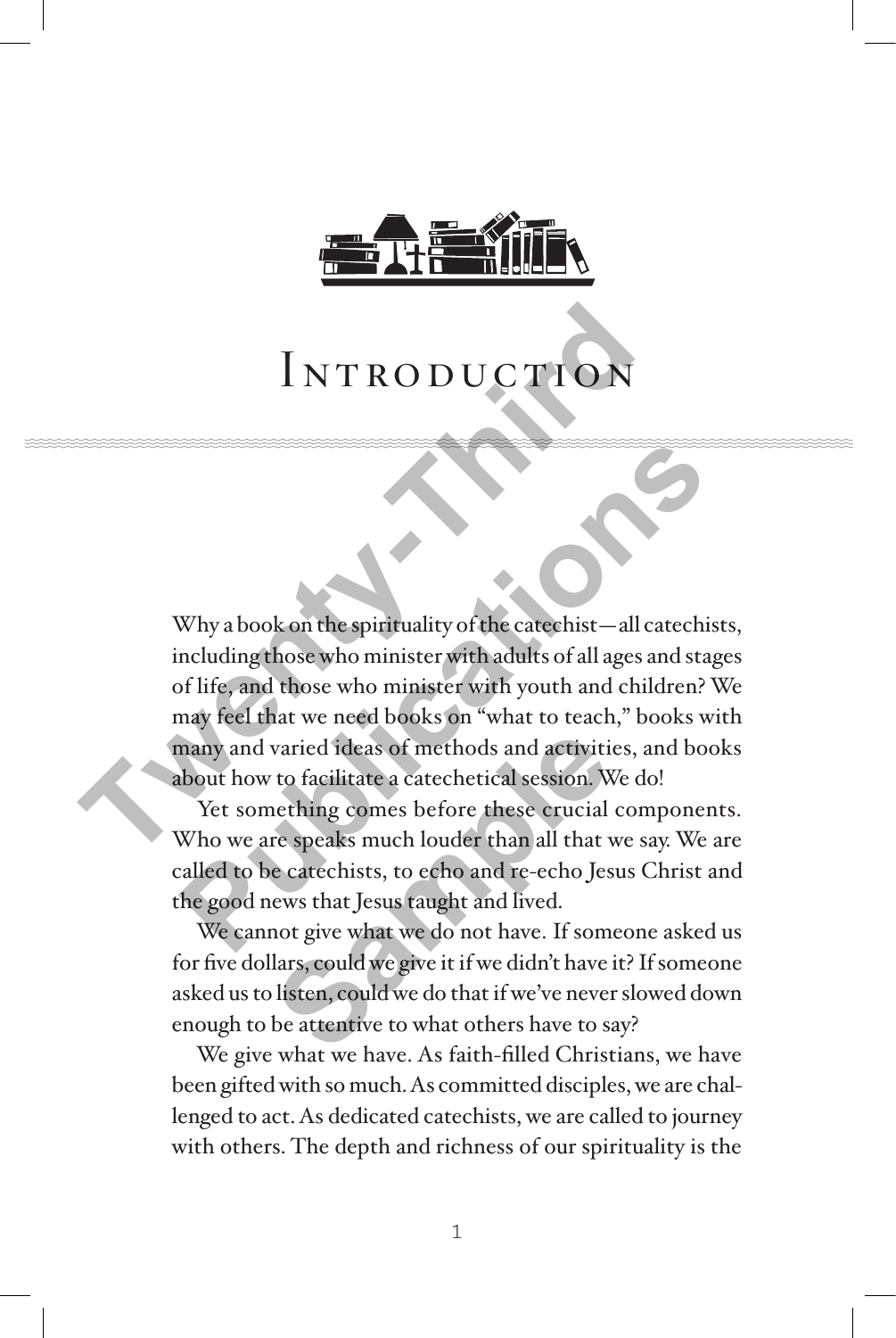# Introduction

Why a book on the spirituality of the catechist—all catechists, including those who minister with adults of all ages and stages of life, and those who minister with youth and children? We may feel that we need books on "what to teach," books with many and varied ideas of methods and activities, and books about how to facilitate a catechetical session. We do!

Yet something comes before these crucial components. Who we are speaks much louder than all that we say. We are called to be catechists, to echo and re-echo Jesus Christ and the good news that Jesus taught and lived.

We cannot give what we do not have. If someone asked us for five dollars, could we give it if we didn't have it? If someone asked us to listen, could we do that if we've never slowed down enough to be attentive to what others have to say?

We give what we have. As faith-filled Christians, we have been gifted with so much. As committed disciples, we are challenged to act. As dedicated catechists, we are called to journey with others. The depth and richness of our spirituality is the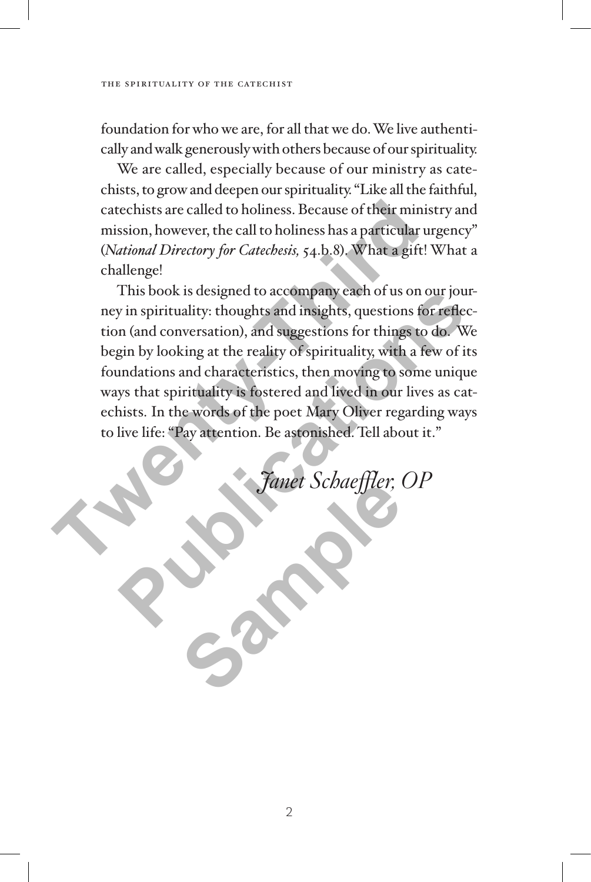foundation for who we are, for all that we do. We live authentically and walk generously with others because of our spirituality.

We are called, especially because of our ministry as catechists, to grow and deepen our spirituality. "Like all the faithful, catechists are called to holiness. Because of their ministry and mission, however, the call to holiness has a particular urgency" (*National Directory for Catechesis,* 54.b.8). What a gift! What a challenge!

This book is designed to accompany each of us on our journey in spirituality: thoughts and insights, questions for reflection (and conversation), and suggestions for things to do. We begin by looking at the reality of spirituality, with a few of its foundations and characteristics, then moving to some unique ways that spirituality is fostered and lived in our lives as catechists. In the words of the poet Mary Oliver regarding ways to live life: "Pay attention. Be astonished. Tell about it."

*Janet Schaeffler, OP*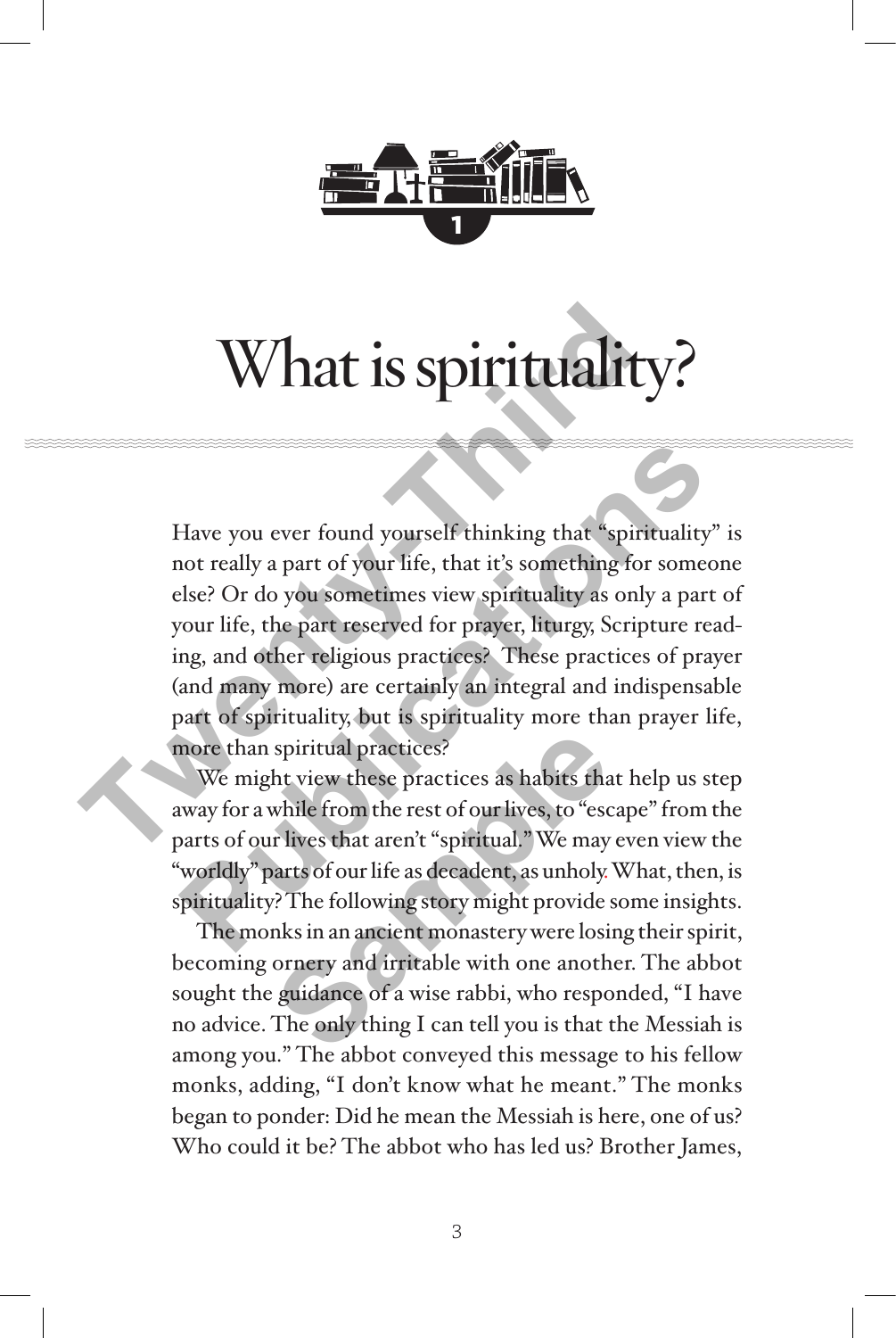# What is spirituality?

Have you ever found yourself thinking that "spirituality" is not really a part of your life, that it's something for someone else? Or do you sometimes view spirituality as only a part of your life, the part reserved for prayer, liturgy, Scripture reading, and other religious practices? These practices of prayer (and many more) are certainly an integral and indispensable part of spirituality, but is spirituality more than prayer life, more than spiritual practices?

We might view these practices as habits that help us step away for a while from the rest of our lives, to "escape" from the parts of our lives that aren't "spiritual." We may even view the "worldly" parts of our life as decadent, as unholy. What, then, is spirituality? The following story might provide some insights.

The monks in an ancient monastery were losing their spirit, becoming ornery and irritable with one another. The abbot sought the guidance of a wise rabbi, who responded, "I have no advice. The only thing I can tell you is that the Messiah is among you." The abbot conveyed this message to his fellow monks, adding, "I don't know what he meant." The monks began to ponder: Did he mean the Messiah is here, one of us? Who could it be? The abbot who has led us? Brother James,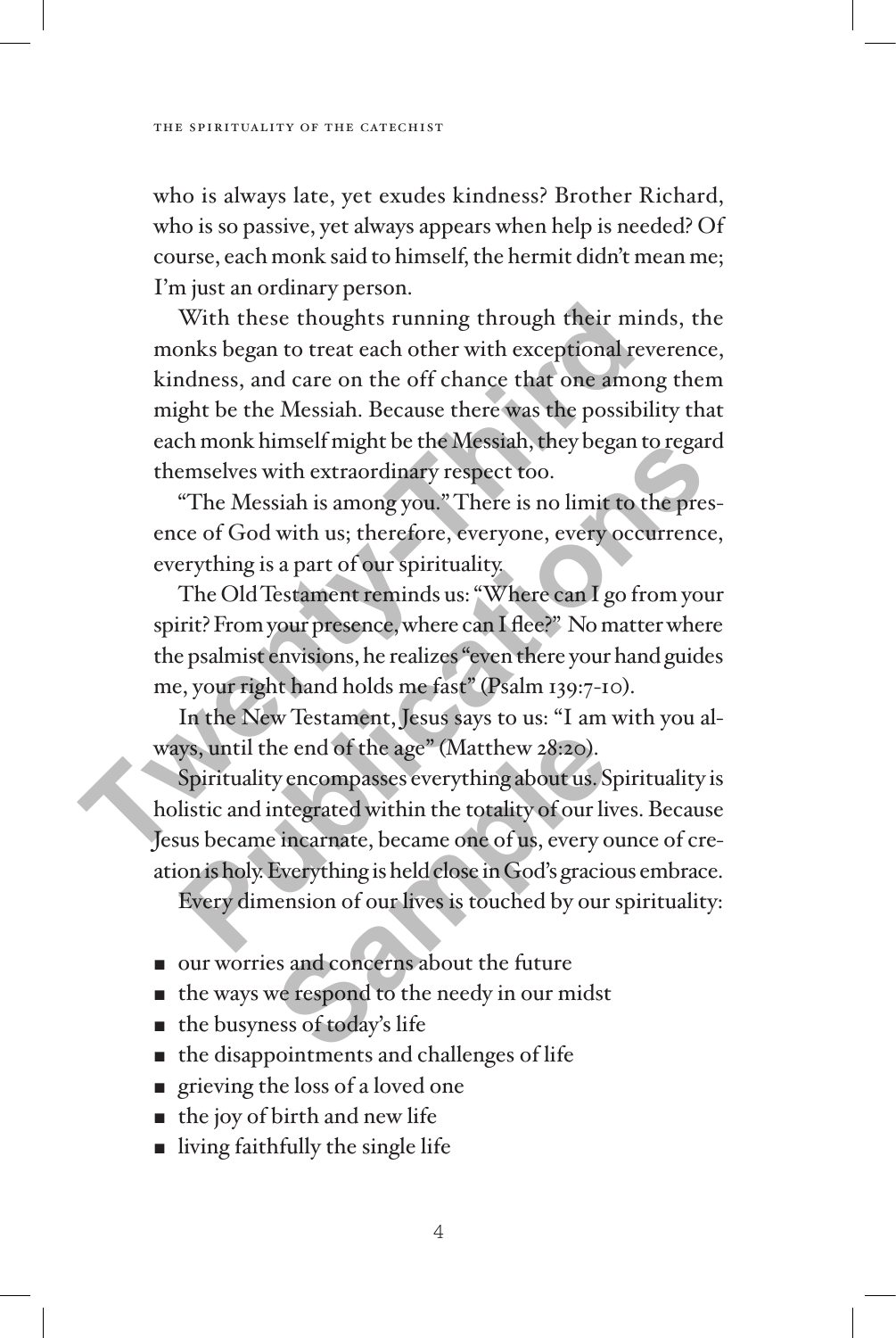who is always late, yet exudes kindness? Brother Richard, who is so passive, yet always appears when help is needed? Of course, each monk said to himself, the hermit didn't mean me; I'm just an ordinary person.

With these thoughts running through their minds, the monks began to treat each other with exceptional reverence, kindness, and care on the off chance that one among them might be the Messiah. Because there was the possibility that each monk himself might be the Messiah, they began to regard themselves with extraordinary respect too.

"The Messiah is among you." There is no limit to the presence of God with us; therefore, everyone, every occurrence, everything is a part of our spirituality.

The Old Testament reminds us: "Where can I go from your spirit? From your presence, where can I flee?" No matter where the psalmist envisions, he realizes "even there your hand guides me, your right hand holds me fast" (Psalm 139:7-10).

In the New Testament, Jesus says to us: "I am with you always, until the end of the age" (Matthew 28:20).

Spirituality encompasses everything about us. Spirituality is holistic and integrated within the totality of our lives. Because Jesus became incarnate, became one of us, every ounce of creation is holy. Everything is held close in God's gracious embrace.

Every dimension of our lives is touched by our spirituality:

- our worries and concerns about the future
- the ways we respond to the needy in our midst
- the busyness of today's life
- the disappointments and challenges of life
- grieving the loss of a loved one
- the joy of birth and new life
- living faithfully the single life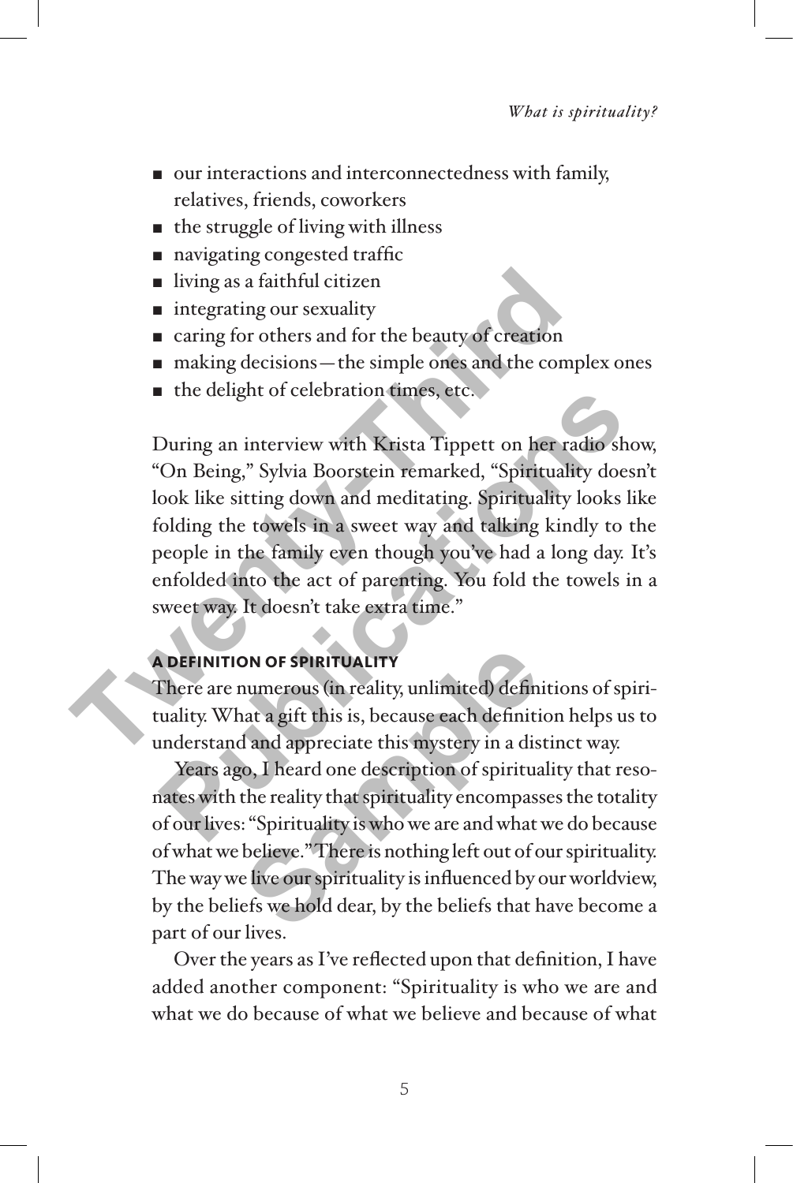- our interactions and interconnectedness with family, relatives, friends, coworkers
- the struggle of living with illness
- navigating congested traffic
- living as a faithful citizen
- integrating our sexuality
- caring for others and for the beauty of creation
- making decisions—the simple ones and the complex ones
- the delight of celebration times, etc.

During an interview with Krista Tippett on her radio show, "On Being," Sylvia Boorstein remarked, "Spirituality doesn't look like sitting down and meditating. Spirituality looks like folding the towels in a sweet way and talking kindly to the people in the family even though you've had a long day. It's enfolded into the act of parenting. You fold the towels in a sweet way. It doesn't take extra time."

### A DEFINITION OF SPIRITUALITY

There are numerous (in reality, unlimited) definitions of spirituality. What a gift this is, because each definition helps us to understand and appreciate this mystery in a distinct way.

Years ago, I heard one description of spirituality that resonates with the reality that spirituality encompasses the totality of our lives: "Spirituality is who we are and what we do because of what we believe." There is nothing left out of our spirituality. The way we live our spirituality is influenced by our worldview, by the beliefs we hold dear, by the beliefs that have become a part of our lives.

Over the years as I've reflected upon that definition, I have added another component: "Spirituality is who we are and what we do because of what we believe and because of what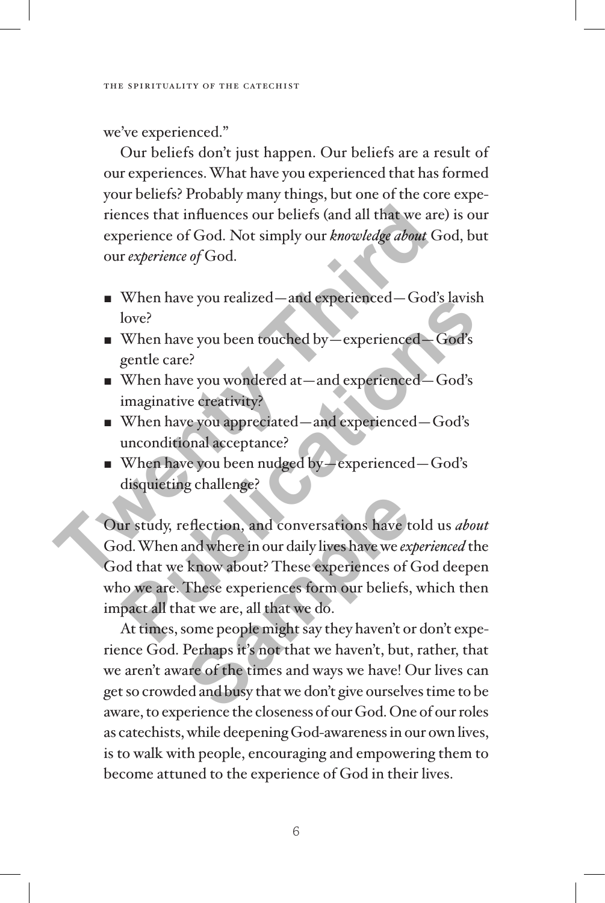we've experienced."

Our beliefs don't just happen. Our beliefs are a result of our experiences. What have you experienced that has formed your beliefs? Probably many things, but one of the core experiences that influences our beliefs (and all that we are) is our experience of God. Not simply our *knowledge about* God, but our *experience of* God.

- When have you realized—and experienced—God's lavish love?
- When have you been touched by—experienced—God's gentle care?
- When have you wondered at—and experienced—God's imaginative creativity?
- When have you appreciated—and experienced—God's unconditional acceptance?
- When have you been nudged by—experienced—God's disquieting challenge?

Our study, reflection, and conversations have told us *about* God. When and where in our daily lives have we *experienced* the God that we know about? These experiences of God deepen who we are. These experiences form our beliefs, which then impact all that we are, all that we do.

At times, some people might say they haven't or don't experience God. Perhaps it's not that we haven't, but, rather, that we aren't aware of the times and ways we have! Our lives can get so crowded and busy that we don't give ourselves time to be aware, to experience the closeness of our God. One of our roles as catechists, while deepening God-awareness in our own lives, is to walk with people, encouraging and empowering them to become attuned to the experience of God in their lives.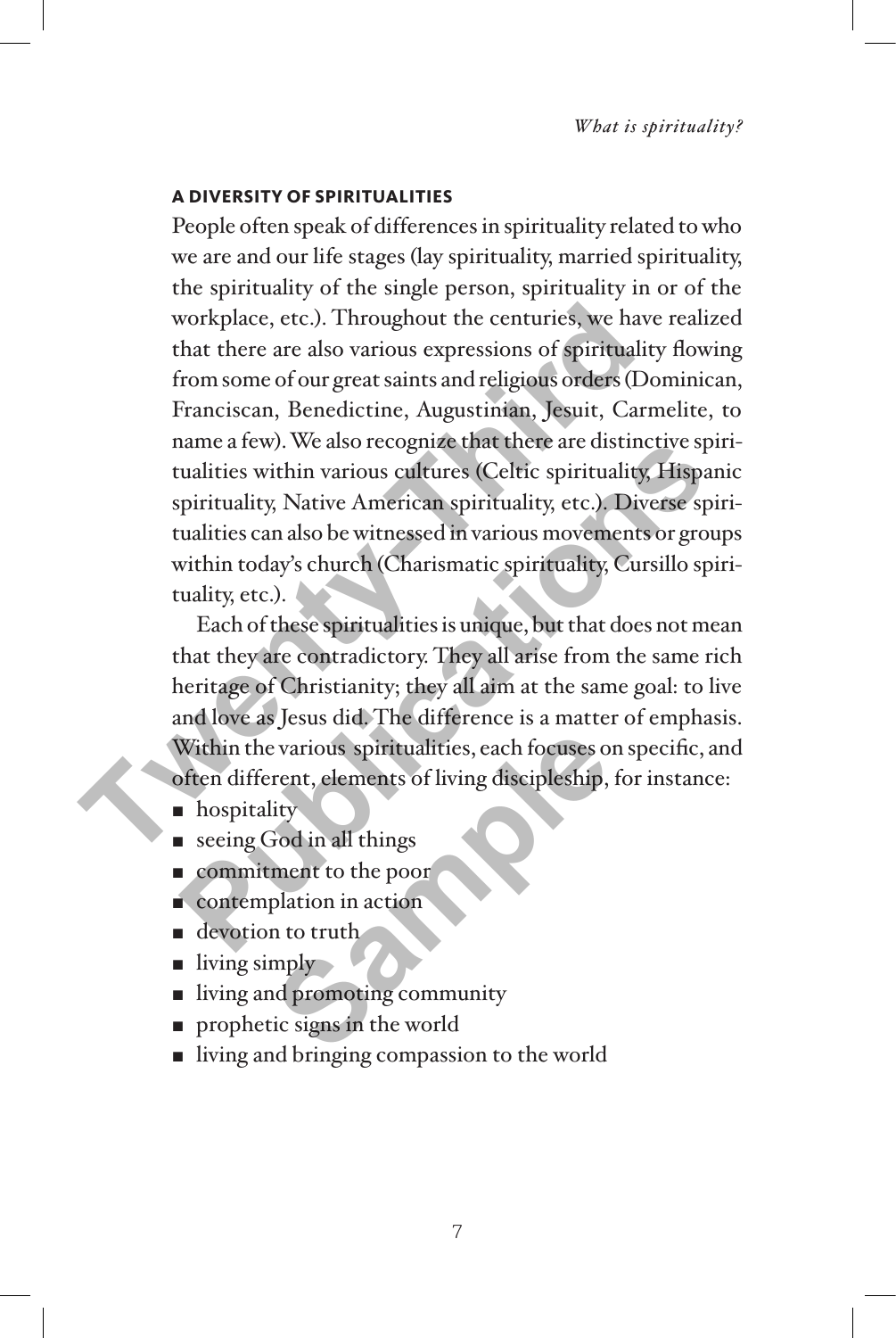### A DIVERSITY OF SPIRITUALITIES

People often speak of differences in spirituality related to who we are and our life stages (lay spirituality, married spirituality, the spirituality of the single person, spirituality in or of the workplace, etc.). Throughout the centuries, we have realized that there are also various expressions of spirituality flowing from some of our great saints and religious orders (Dominican, Franciscan, Benedictine, Augustinian, Jesuit, Carmelite, to name a few). We also recognize that there are distinctive spiritualities within various cultures (Celtic spirituality, Hispanic spirituality, Native American spirituality, etc.). Diverse spiritualities can also be witnessed in various movements or groups within today's church (Charismatic spirituality, Cursillo spirituality, etc.).

Each of these spiritualities is unique, but that does not mean that they are contradictory. They all arise from the same rich heritage of Christianity; they all aim at the same goal: to live and love as Jesus did. The difference is a matter of emphasis. Within the various spiritualities, each focuses on specific, and often different, elements of living discipleship, for instance:

- hospitality
- seeing God in all things
- commitment to the poor
- contemplation in action
- devotion to truth
- living simply
- living and promoting community
- prophetic signs in the world
- living and bringing compassion to the world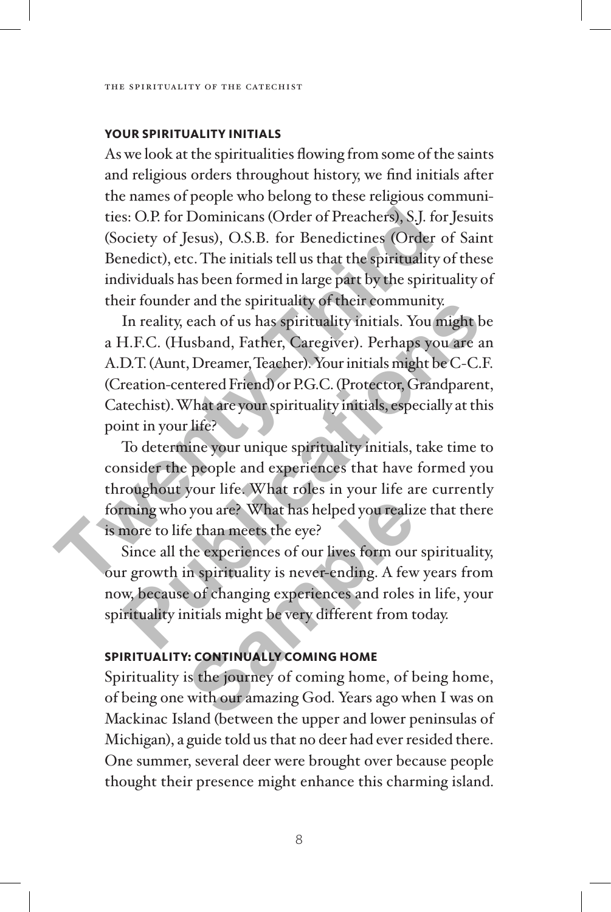### YOUR SPIRITUALITY INITIALS

As we look at the spiritualities flowing from some of the saints and religious orders throughout history, we find initials after the names of people who belong to these religious communities: O.P. for Dominicans (Order of Preachers), S.J. for Jesuits (Society of Jesus), O.S.B. for Benedictines (Order of Saint Benedict), etc. The initials tell us that the spirituality of these individuals has been formed in large part by the spirituality of their founder and the spirituality of their community.

In reality, each of us has spirituality initials. You might be a H.F.C. (Husband, Father, Caregiver). Perhaps you are an A.D.T. (Aunt, Dreamer, Teacher). Your initials might be C-C.F. (Creation-centered Friend) or P.G.C. (Protector, Grandparent, Catechist). What are your spirituality initials, especially at this point in your life?

To determine your unique spirituality initials, take time to consider the people and experiences that have formed you throughout your life. What roles in your life are currently forming who you are? What has helped you realize that there is more to life than meets the eye?

Since all the experiences of our lives form our spirituality, our growth in spirituality is never-ending. A few years from now, because of changing experiences and roles in life, your spirituality initials might be very different from today.

### SPIRITUALITY: CONTINUALLY COMING HOME

Spirituality is the journey of coming home, of being home, of being one with our amazing God. Years ago when I was on Mackinac Island (between the upper and lower peninsulas of Michigan), a guide told us that no deer had ever resided there. One summer, several deer were brought over because people thought their presence might enhance this charming island.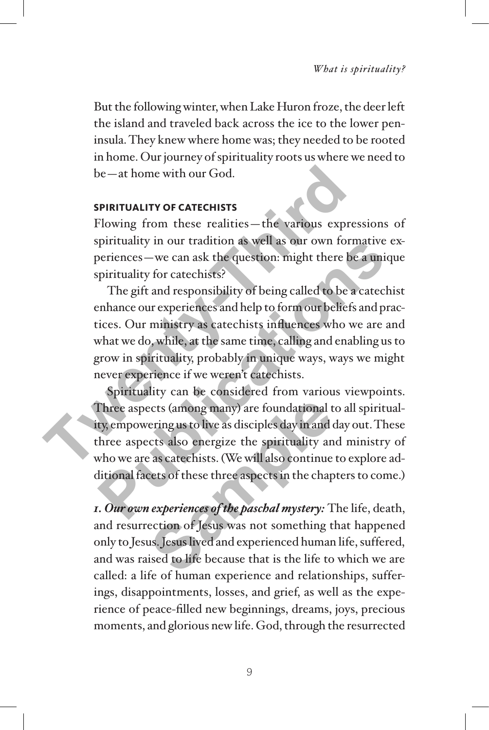But the following winter, when Lake Huron froze, the deer left the island and traveled back across the ice to the lower peninsula. They knew where home was; they needed to be rooted in home. Our journey of spirituality roots us where we need to be—at home with our God.

### SPIRITUALITY OF CATECHISTS

Flowing from these realities—the various expressions of spirituality in our tradition as well as our own formative experiences—we can ask the question: might there be a unique spirituality for catechists?

The gift and responsibility of being called to be a catechist enhance our experiences and help to form our beliefs and practices. Our ministry as catechists influences who we are and what we do, while, at the same time, calling and enabling us to grow in spirituality, probably in unique ways, ways we might never experience if we weren't catechists.

Spirituality can be considered from various viewpoints. Three aspects (among many) are foundational to all spirituality, empowering us to live as disciples day in and day out. These three aspects also energize the spirituality and ministry of who we are as catechists. (We will also continue to explore additional facets of these three aspects in the chapters to come.)

***1. Our own experiences of the paschal mystery:*** The life, death, and resurrection of Jesus was not something that happened only to Jesus. Jesus lived and experienced human life, suffered, and was raised to life because that is the life to which we are called: a life of human experience and relationships, sufferings, disappointments, losses, and grief, as well as the experience of peace-filled new beginnings, dreams, joys, precious moments, and glorious new life. God, through the resurrected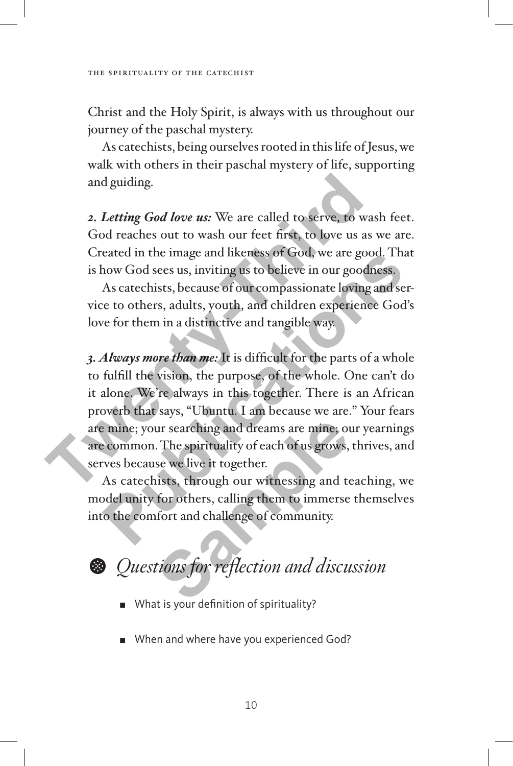Christ and the Holy Spirit, is always with us throughout our journey of the paschal mystery.

As catechists, being ourselves rooted in this life of Jesus, we walk with others in their paschal mystery of life, supporting and guiding.

***2. Letting God love us:*** We are called to serve, to wash feet. God reaches out to wash our feet first, to love us as we are. Created in the image and likeness of God, we are good. That is how God sees us, inviting us to believe in our goodness.

As catechists, because of our compassionate loving and service to others, adults, youth, and children experience God's love for them in a distinctive and tangible way.

***3. Always more than me:*** It is difficult for the parts of a whole to fulfill the vision, the purpose, of the whole. One can't do it alone. We're always in this together. There is an African proverb that says, "Ubuntu. I am because we are." Your fears are mine; your searching and dreams are mine; our yearnings are common. The spirituality of each of us grows, thrives, and serves because we live it together.

As catechists, through our witnessing and teaching, we model unity for others, calling them to immerse themselves into the comfort and challenge of community.

## *Questions for reflection and discussion*

- What is your definition of spirituality?
- When and where have you experienced God?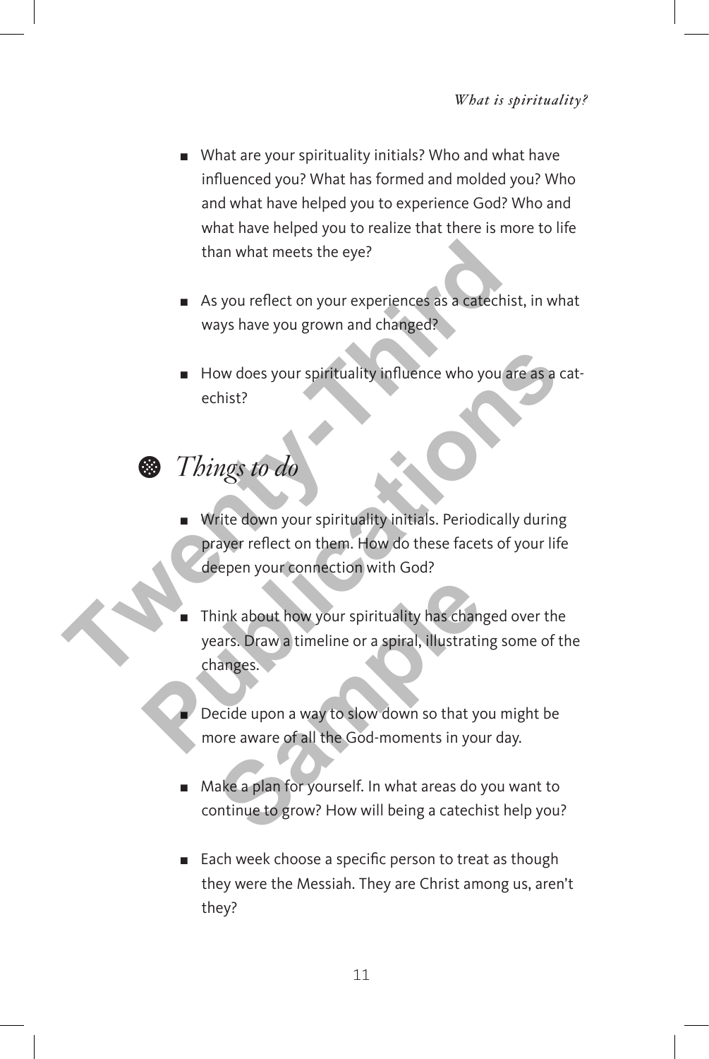- What are your spirituality initials? Who and what have influenced you? What has formed and molded you? Who and what have helped you to experience God? Who and what have helped you to realize that there is more to life than what meets the eye?

- As you reflect on your experiences as a catechist, in what ways have you grown and changed?

- How does your spirituality influence who you are as a catechist?

## *Things to do*

- Write down your spirituality initials. Periodically during prayer reflect on them. How do these facets of your life deepen your connection with God?

- Think about how your spirituality has changed over the years. Draw a timeline or a spiral, illustrating some of the changes.

- Decide upon a way to slow down so that you might be more aware of all the God-moments in your day.

- Make a plan for yourself. In what areas do you want to continue to grow? How will being a catechist help you?

- Each week choose a specific person to treat as though they were the Messiah. They are Christ among us, aren't they?